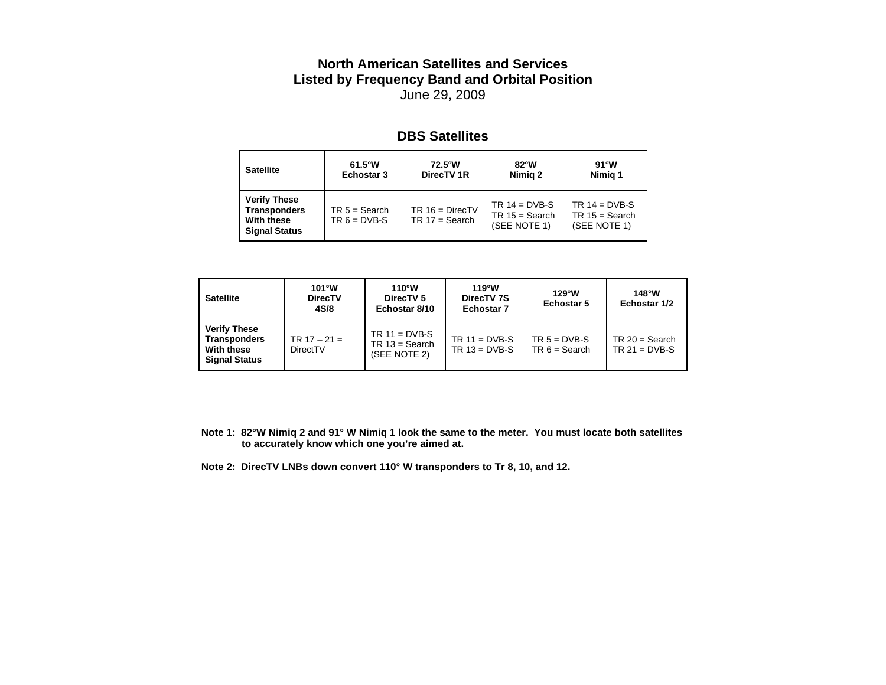# North American Satellites and Services
## Listed by Frequency Band and Orbital Position
June 29, 2009

## DBS Satellites

| Satellite | 61.5°W Echostar 3 | 72.5°W DirecTV 1R | 82°W Nimiq 2 | 91°W Nimiq 1 |
|---|---|---|---|---|
| **Verify These Transponders With these Signal Status** | TR 5 = Search<br>TR 6 = DVB-S | TR 16 = DirecTV<br>TR 17 = Search | TR 14 = DVB-S<br>TR 15 = Search<br>(SEE NOTE 1) | TR 14 = DVB-S<br>TR 15 = Search<br>(SEE NOTE 1) |

| Satellite | 101°W DirecTV 4S/8 | 110°W DirecTV 5 Echostar 8/10 | 119°W DirecTV 7S Echostar 7 | 129°W Echostar 5 | 148°W Echostar 1/2 |
|---|---|---|---|---|---|
| **Verify These Transponders With these Signal Status** | TR 17 – 21 = DirectTV | TR 11 = DVB-S<br>TR 13 = Search<br>(SEE NOTE 2) | TR 11 = DVB-S<br>TR 13 = DVB-S | TR 5 = DVB-S<br>TR 6 = Search | TR 20 = Search<br>TR 21 = DVB-S |

**Note 1: 82°W Nimiq 2 and 91° W Nimiq 1 look the same to the meter. You must locate both satellites to accurately know which one you're aimed at.**

**Note 2: DirecTV LNBs down convert 110° W transponders to Tr 8, 10, and 12.**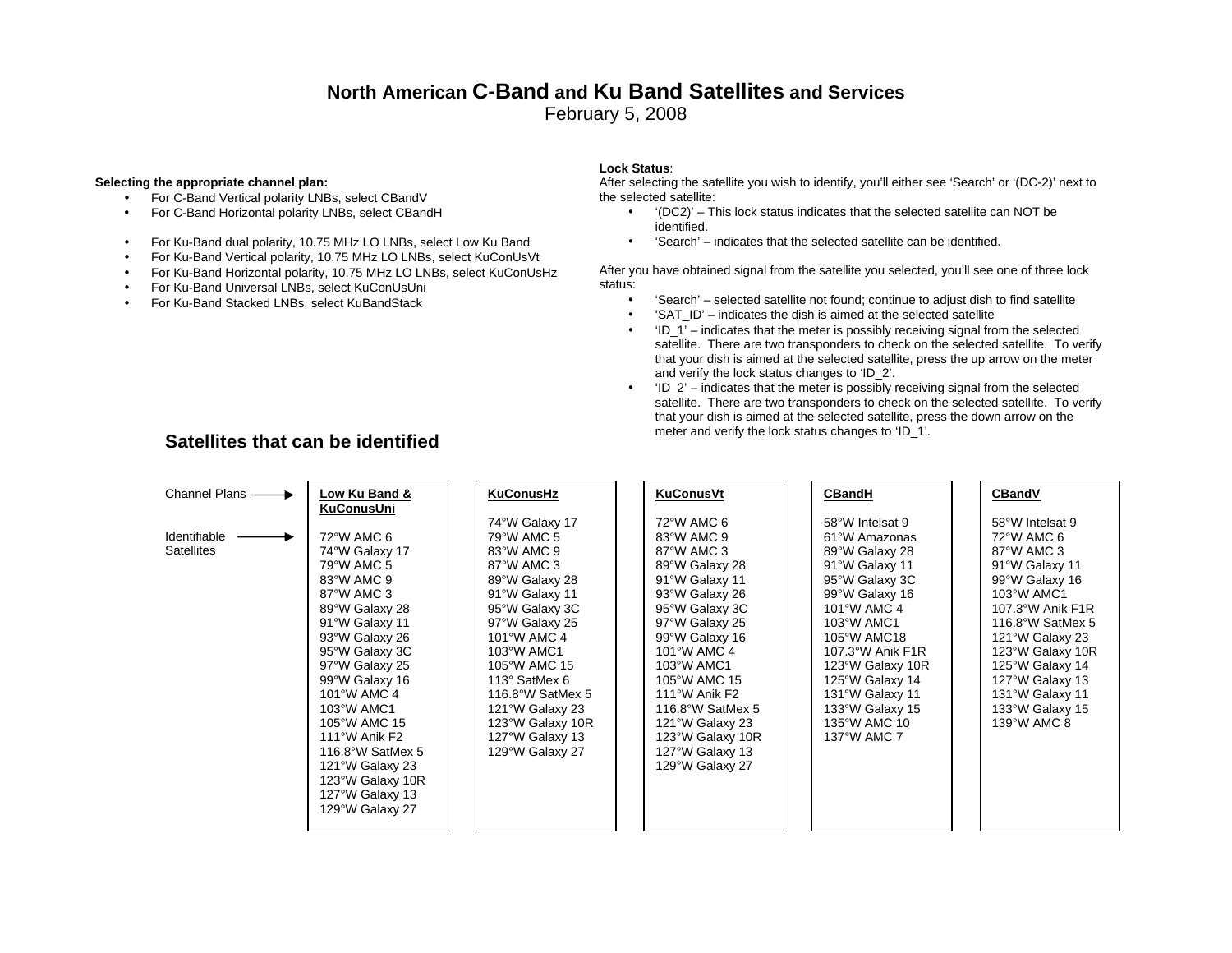# North American C-Band and Ku Band Satellites and Services

February 5, 2008

**Selecting the appropriate channel plan:**

- For C-Band Vertical polarity LNBs, select CBandV
- For C-Band Horizontal polarity LNBs, select CBandH

- For Ku-Band dual polarity, 10.75 MHz LO LNBs, select Low Ku Band
- For Ku-Band Vertical polarity, 10.75 MHz LO LNBs, select KuConUsVt
- For Ku-Band Horizontal polarity, 10.75 MHz LO LNBs, select KuConUsHz
- For Ku-Band Universal LNBs, select KuConUsUni
- For Ku-Band Stacked LNBs, select KuBandStack

**Lock Status**:
After selecting the satellite you wish to identify, you'll either see 'Search' or '(DC-2)' next to the selected satellite:

- '(DC2)' – This lock status indicates that the selected satellite can NOT be identified.
- 'Search' – indicates that the selected satellite can be identified.

After you have obtained signal from the satellite you selected, you'll see one of three lock status:

- 'Search' – selected satellite not found; continue to adjust dish to find satellite
- 'SAT_ID' – indicates the dish is aimed at the selected satellite
- 'ID_1' – indicates that the meter is possibly receiving signal from the selected satellite. There are two transponders to check on the selected satellite. To verify that your dish is aimed at the selected satellite, press the up arrow on the meter and verify the lock status changes to 'ID_2'.
- 'ID_2' – indicates that the meter is possibly receiving signal from the selected satellite. There are two transponders to check on the selected satellite. To verify that your dish is aimed at the selected satellite, press the down arrow on the meter and verify the lock status changes to 'ID_1'.

## Satellites that can be identified

Channel Plans →

Identifiable Satellites →

| Low Ku Band & KuConusUni | KuConusHz | KuConusVt | CBandH | CBandV |
|---|---|---|---|---|
| 72°W AMC 6 | 74°W Galaxy 17 | 72°W AMC 6 | 58°W Intelsat 9 | 58°W Intelsat 9 |
| 74°W Galaxy 17 | 79°W AMC 5 | 83°W AMC 9 | 61°W Amazonas | 72°W AMC 6 |
| 79°W AMC 5 | 83°W AMC 9 | 87°W AMC 3 | 89°W Galaxy 28 | 87°W AMC 3 |
| 83°W AMC 9 | 87°W AMC 3 | 89°W Galaxy 28 | 91°W Galaxy 11 | 91°W Galaxy 11 |
| 87°W AMC 3 | 89°W Galaxy 28 | 91°W Galaxy 11 | 95°W Galaxy 3C | 99°W Galaxy 16 |
| 89°W Galaxy 28 | 91°W Galaxy 11 | 93°W Galaxy 26 | 99°W Galaxy 16 | 103°W AMC1 |
| 91°W Galaxy 11 | 95°W Galaxy 3C | 95°W Galaxy 3C | 101°W AMC 4 | 107.3°W Anik F1R |
| 93°W Galaxy 26 | 97°W Galaxy 25 | 97°W Galaxy 25 | 103°W AMC1 | 116.8°W SatMex 5 |
| 95°W Galaxy 3C | 101°W AMC 4 | 99°W Galaxy 16 | 105°W AMC18 | 121°W Galaxy 23 |
| 97°W Galaxy 25 | 103°W AMC1 | 101°W AMC 4 | 107.3°W Anik F1R | 123°W Galaxy 10R |
| 99°W Galaxy 16 | 105°W AMC 15 | 103°W AMC1 | 123°W Galaxy 10R | 125°W Galaxy 14 |
| 101°W AMC 4 | 113° SatMex 6 | 105°W AMC 15 | 125°W Galaxy 14 | 127°W Galaxy 13 |
| 103°W AMC1 | 116.8°W SatMex 5 | 111°W Anik F2 | 131°W Galaxy 11 | 131°W Galaxy 11 |
| 105°W AMC 15 | 121°W Galaxy 23 | 116.8°W SatMex 5 | 133°W Galaxy 15 | 133°W Galaxy 15 |
| 111°W Anik F2 | 123°W Galaxy 10R | 121°W Galaxy 23 | 135°W AMC 10 | 139°W AMC 8 |
| 116.8°W SatMex 5 | 127°W Galaxy 13 | 123°W Galaxy 10R | 137°W AMC 7 | |
| 121°W Galaxy 23 | 129°W Galaxy 27 | 127°W Galaxy 13 | | |
| 123°W Galaxy 10R | | 129°W Galaxy 27 | | |
| 127°W Galaxy 13 | | | | |
| 129°W Galaxy 27 | | | | |